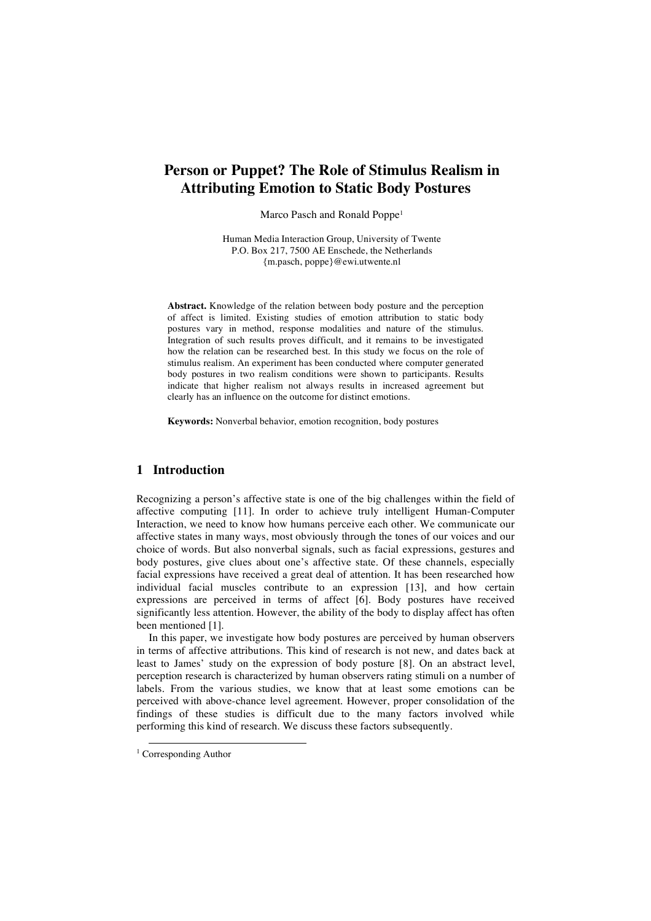# Person or Puppet? The Role of Stimulus Realism in Attributing Emotion to Static Body Postures

Marco Pasch and Ronald Poppe[1]

Human Media Interaction Group, University of Twente
P.O. Box 217, 7500 AE Enschede, the Netherlands
{m.pasch, poppe}@ewi.utwente.nl

**Abstract.** Knowledge of the relation between body posture and the perception of affect is limited. Existing studies of emotion attribution to static body postures vary in method, response modalities and nature of the stimulus. Integration of such results proves difficult, and it remains to be investigated how the relation can be researched best. In this study we focus on the role of stimulus realism. An experiment has been conducted where computer generated body postures in two realism conditions were shown to participants. Results indicate that higher realism not always results in increased agreement but clearly has an influence on the outcome for distinct emotions.

**Keywords:** Nonverbal behavior, emotion recognition, body postures

## 1 Introduction

Recognizing a person's affective state is one of the big challenges within the field of affective computing [11]. In order to achieve truly intelligent Human-Computer Interaction, we need to know how humans perceive each other. We communicate our affective states in many ways, most obviously through the tones of our voices and our choice of words. But also nonverbal signals, such as facial expressions, gestures and body postures, give clues about one's affective state. Of these channels, especially facial expressions have received a great deal of attention. It has been researched how individual facial muscles contribute to an expression [13], and how certain expressions are perceived in terms of affect [6]. Body postures have received significantly less attention. However, the ability of the body to display affect has often been mentioned [1].

In this paper, we investigate how body postures are perceived by human observers in terms of affective attributions. This kind of research is not new, and dates back at least to James' study on the expression of body posture [8]. On an abstract level, perception research is characterized by human observers rating stimuli on a number of labels. From the various studies, we know that at least some emotions can be perceived with above-chance level agreement. However, proper consolidation of the findings of these studies is difficult due to the many factors involved while performing this kind of research. We discuss these factors subsequently.

[1] Corresponding Author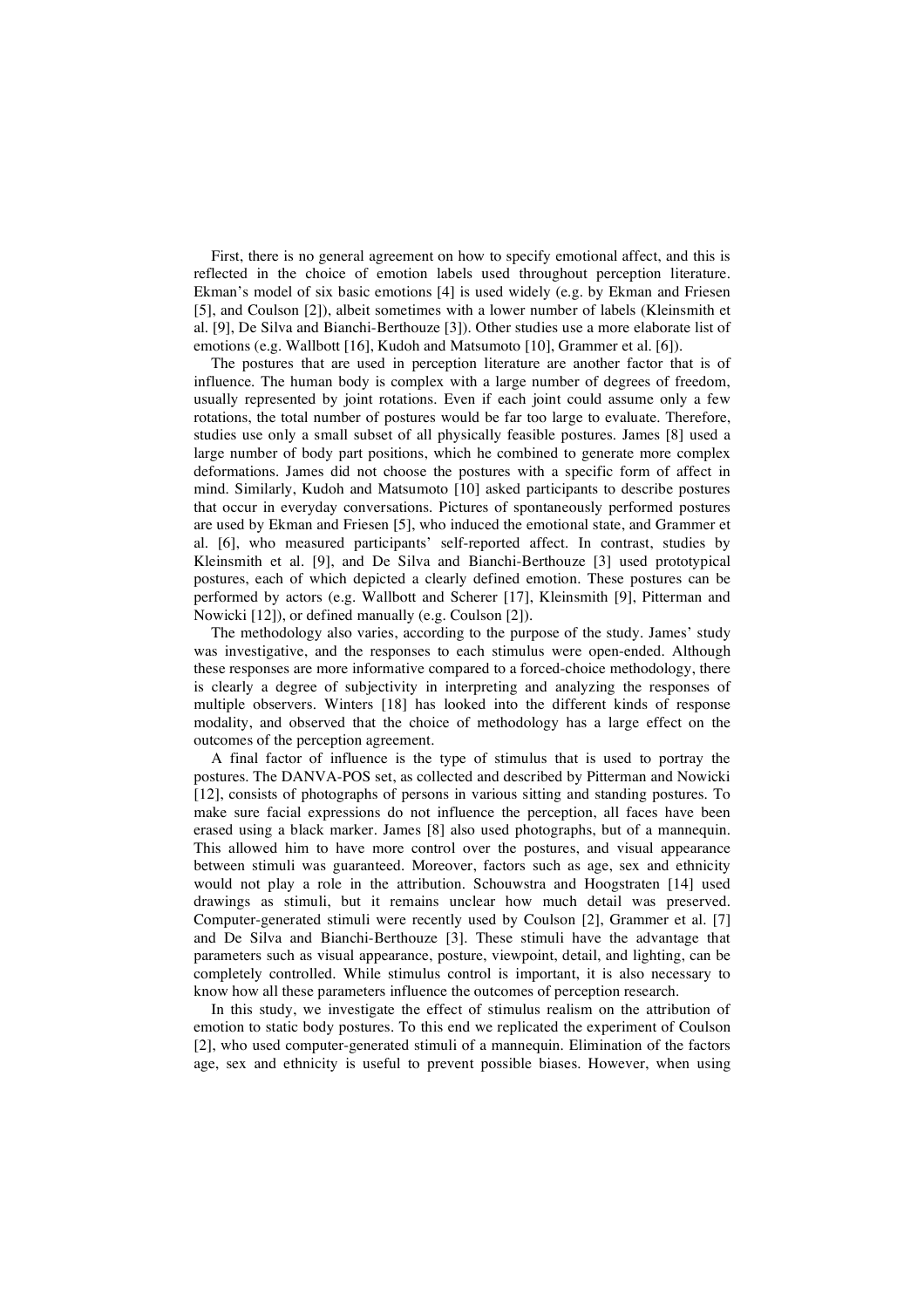First, there is no general agreement on how to specify emotional affect, and this is reflected in the choice of emotion labels used throughout perception literature. Ekman's model of six basic emotions [4] is used widely (e.g. by Ekman and Friesen [5], and Coulson [2]), albeit sometimes with a lower number of labels (Kleinsmith et al. [9], De Silva and Bianchi-Berthouze [3]). Other studies use a more elaborate list of emotions (e.g. Wallbott [16], Kudoh and Matsumoto [10], Grammer et al. [6]).

The postures that are used in perception literature are another factor that is of influence. The human body is complex with a large number of degrees of freedom, usually represented by joint rotations. Even if each joint could assume only a few rotations, the total number of postures would be far too large to evaluate. Therefore, studies use only a small subset of all physically feasible postures. James [8] used a large number of body part positions, which he combined to generate more complex deformations. James did not choose the postures with a specific form of affect in mind. Similarly, Kudoh and Matsumoto [10] asked participants to describe postures that occur in everyday conversations. Pictures of spontaneously performed postures are used by Ekman and Friesen [5], who induced the emotional state, and Grammer et al. [6], who measured participants' self-reported affect. In contrast, studies by Kleinsmith et al. [9], and De Silva and Bianchi-Berthouze [3] used prototypical postures, each of which depicted a clearly defined emotion. These postures can be performed by actors (e.g. Wallbott and Scherer [17], Kleinsmith [9], Pitterman and Nowicki [12]), or defined manually (e.g. Coulson [2]).

The methodology also varies, according to the purpose of the study. James' study was investigative, and the responses to each stimulus were open-ended. Although these responses are more informative compared to a forced-choice methodology, there is clearly a degree of subjectivity in interpreting and analyzing the responses of multiple observers. Winters [18] has looked into the different kinds of response modality, and observed that the choice of methodology has a large effect on the outcomes of the perception agreement.

A final factor of influence is the type of stimulus that is used to portray the postures. The DANVA-POS set, as collected and described by Pitterman and Nowicki [12], consists of photographs of persons in various sitting and standing postures. To make sure facial expressions do not influence the perception, all faces have been erased using a black marker. James [8] also used photographs, but of a mannequin. This allowed him to have more control over the postures, and visual appearance between stimuli was guaranteed. Moreover, factors such as age, sex and ethnicity would not play a role in the attribution. Schouwstra and Hoogstraten [14] used drawings as stimuli, but it remains unclear how much detail was preserved. Computer-generated stimuli were recently used by Coulson [2], Grammer et al. [7] and De Silva and Bianchi-Berthouze [3]. These stimuli have the advantage that parameters such as visual appearance, posture, viewpoint, detail, and lighting, can be completely controlled. While stimulus control is important, it is also necessary to know how all these parameters influence the outcomes of perception research.

In this study, we investigate the effect of stimulus realism on the attribution of emotion to static body postures. To this end we replicated the experiment of Coulson [2], who used computer-generated stimuli of a mannequin. Elimination of the factors age, sex and ethnicity is useful to prevent possible biases. However, when using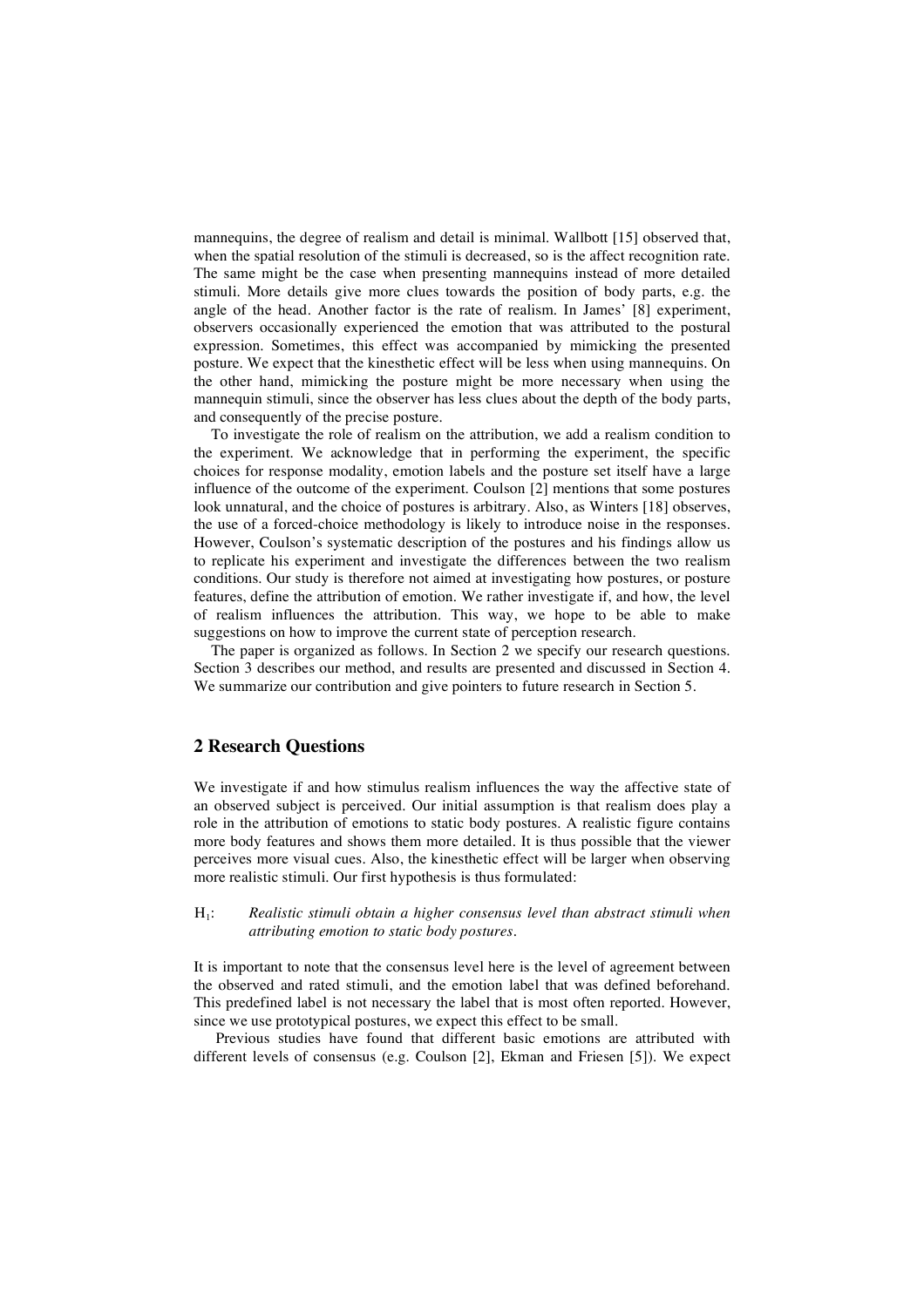mannequins, the degree of realism and detail is minimal. Wallbott [15] observed that, when the spatial resolution of the stimuli is decreased, so is the affect recognition rate. The same might be the case when presenting mannequins instead of more detailed stimuli. More details give more clues towards the position of body parts, e.g. the angle of the head. Another factor is the rate of realism. In James' [8] experiment, observers occasionally experienced the emotion that was attributed to the postural expression. Sometimes, this effect was accompanied by mimicking the presented posture. We expect that the kinesthetic effect will be less when using mannequins. On the other hand, mimicking the posture might be more necessary when using the mannequin stimuli, since the observer has less clues about the depth of the body parts, and consequently of the precise posture.

To investigate the role of realism on the attribution, we add a realism condition to the experiment. We acknowledge that in performing the experiment, the specific choices for response modality, emotion labels and the posture set itself have a large influence of the outcome of the experiment. Coulson [2] mentions that some postures look unnatural, and the choice of postures is arbitrary. Also, as Winters [18] observes, the use of a forced-choice methodology is likely to introduce noise in the responses. However, Coulson's systematic description of the postures and his findings allow us to replicate his experiment and investigate the differences between the two realism conditions. Our study is therefore not aimed at investigating how postures, or posture features, define the attribution of emotion. We rather investigate if, and how, the level of realism influences the attribution. This way, we hope to be able to make suggestions on how to improve the current state of perception research.

The paper is organized as follows. In Section 2 we specify our research questions. Section 3 describes our method, and results are presented and discussed in Section 4. We summarize our contribution and give pointers to future research in Section 5.

## 2 Research Questions

We investigate if and how stimulus realism influences the way the affective state of an observed subject is perceived. Our initial assumption is that realism does play a role in the attribution of emotions to static body postures. A realistic figure contains more body features and shows them more detailed. It is thus possible that the viewer perceives more visual cues. Also, the kinesthetic effect will be larger when observing more realistic stimuli. Our first hypothesis is thus formulated:

$H_1$: *Realistic stimuli obtain a higher consensus level than abstract stimuli when attributing emotion to static body postures.*

It is important to note that the consensus level here is the level of agreement between the observed and rated stimuli, and the emotion label that was defined beforehand. This predefined label is not necessary the label that is most often reported. However, since we use prototypical postures, we expect this effect to be small.

Previous studies have found that different basic emotions are attributed with different levels of consensus (e.g. Coulson [2], Ekman and Friesen [5]). We expect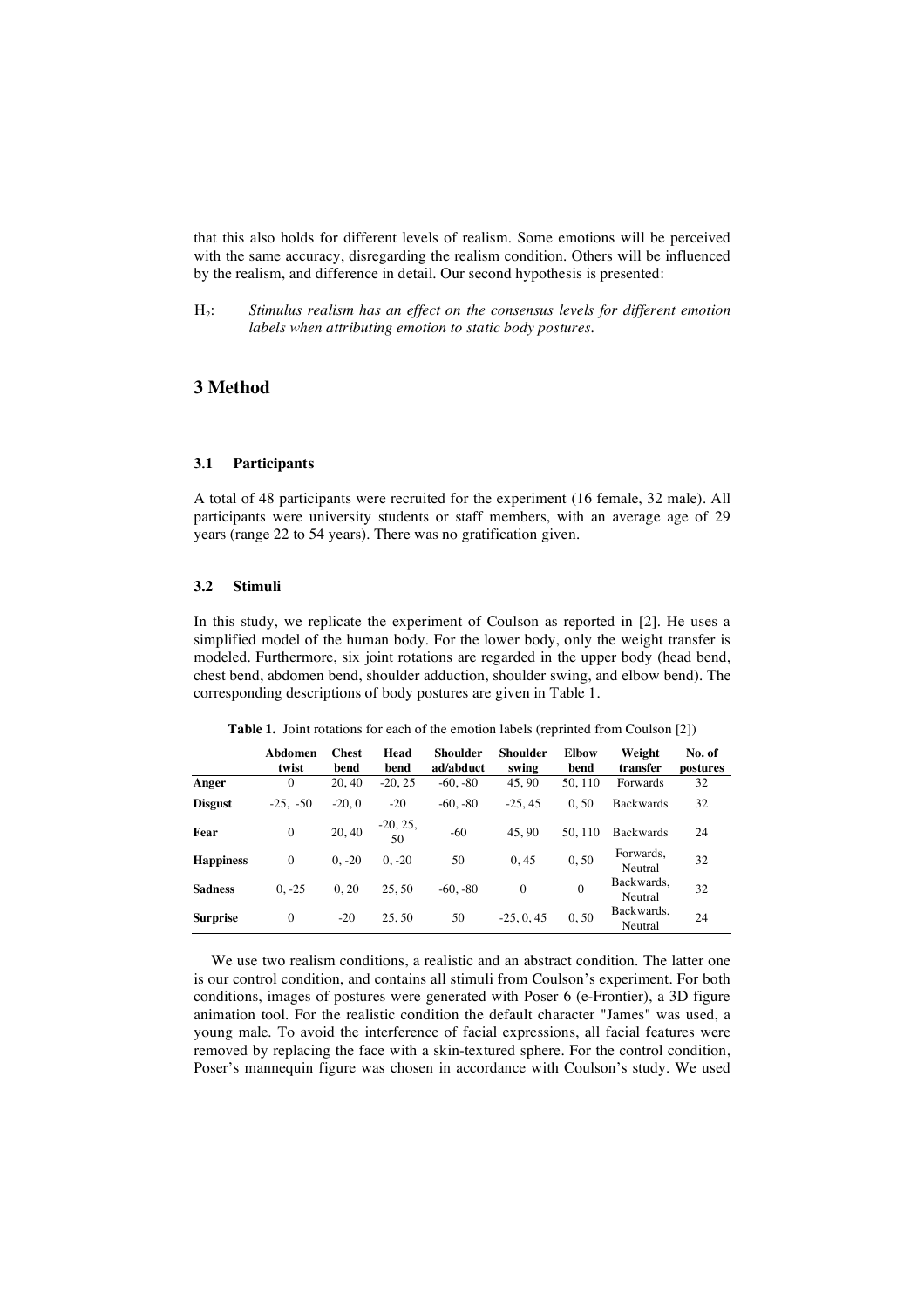that this also holds for different levels of realism. Some emotions will be perceived with the same accuracy, disregarding the realism condition. Others will be influenced by the realism, and difference in detail. Our second hypothesis is presented:

$H_2$: *Stimulus realism has an effect on the consensus levels for different emotion labels when attributing emotion to static body postures.*

# 3 Method

## 3.1 Participants

A total of 48 participants were recruited for the experiment (16 female, 32 male). All participants were university students or staff members, with an average age of 29 years (range 22 to 54 years). There was no gratification given.

## 3.2 Stimuli

In this study, we replicate the experiment of Coulson as reported in [2]. He uses a simplified model of the human body. For the lower body, only the weight transfer is modeled. Furthermore, six joint rotations are regarded in the upper body (head bend, chest bend, abdomen bend, shoulder adduction, shoulder swing, and elbow bend). The corresponding descriptions of body postures are given in Table 1.

**Table 1.** Joint rotations for each of the emotion labels (reprinted from Coulson [2])

| | Abdomen twist | Chest bend | Head bend | Shoulder ad/abduct | Shoulder swing | Elbow bend | Weight transfer | No. of postures |
|---|---|---|---|---|---|---|---|---|
| **Anger** | 0 | 20, 40 | -20, 25 | -60, -80 | 45, 90 | 50, 110 | Forwards | 32 |
| **Disgust** | -25, -50 | -20, 0 | -20 | -60, -80 | -25, 45 | 0, 50 | Backwards | 32 |
| **Fear** | 0 | 20, 40 | -20, 25, 50 | -60 | 45, 90 | 50, 110 | Backwards | 24 |
| **Happiness** | 0 | 0, -20 | 0, -20 | 50 | 0, 45 | 0, 50 | Forwards, Neutral | 32 |
| **Sadness** | 0, -25 | 0, 20 | 25, 50 | -60, -80 | 0 | 0 | Backwards, Neutral | 32 |
| **Surprise** | 0 | -20 | 25, 50 | 50 | -25, 0, 45 | 0, 50 | Backwards, Neutral | 24 |

We use two realism conditions, a realistic and an abstract condition. The latter one is our control condition, and contains all stimuli from Coulson's experiment. For both conditions, images of postures were generated with Poser 6 (e-Frontier), a 3D figure animation tool. For the realistic condition the default character "James" was used, a young male. To avoid the interference of facial expressions, all facial features were removed by replacing the face with a skin-textured sphere. For the control condition, Poser's mannequin figure was chosen in accordance with Coulson's study. We used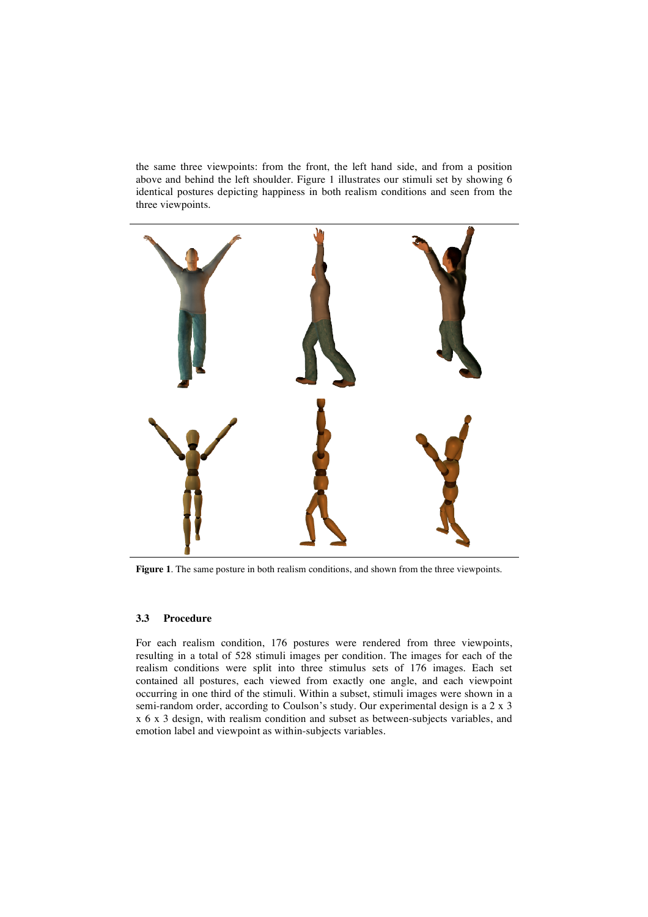the same three viewpoints: from the front, the left hand side, and from a position above and behind the left shoulder. Figure 1 illustrates our stimuli set by showing 6 identical postures depicting happiness in both realism conditions and seen from the three viewpoints.

**Figure 1**. The same posture in both realism conditions, and shown from the three viewpoints.

### 3.3 Procedure

For each realism condition, 176 postures were rendered from three viewpoints, resulting in a total of 528 stimuli images per condition. The images for each of the realism conditions were split into three stimulus sets of 176 images. Each set contained all postures, each viewed from exactly one angle, and each viewpoint occurring in one third of the stimuli. Within a subset, stimuli images were shown in a semi-random order, according to Coulson's study. Our experimental design is a 2 x 3 x 6 x 3 design, with realism condition and subset as between-subjects variables, and emotion label and viewpoint as within-subjects variables.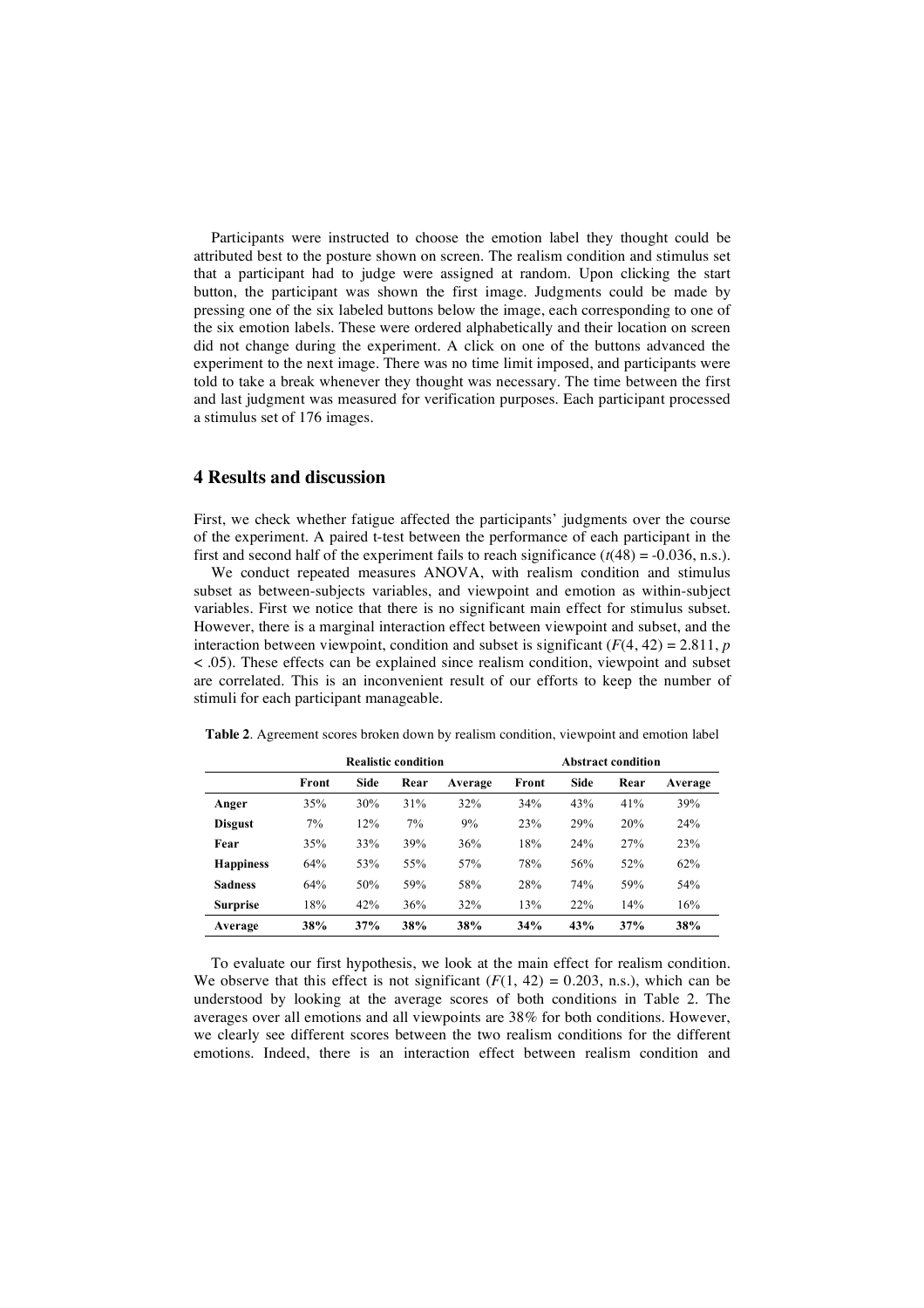Participants were instructed to choose the emotion label they thought could be attributed best to the posture shown on screen. The realism condition and stimulus set that a participant had to judge were assigned at random. Upon clicking the start button, the participant was shown the first image. Judgments could be made by pressing one of the six labeled buttons below the image, each corresponding to one of the six emotion labels. These were ordered alphabetically and their location on screen did not change during the experiment. A click on one of the buttons advanced the experiment to the next image. There was no time limit imposed, and participants were told to take a break whenever they thought was necessary. The time between the first and last judgment was measured for verification purposes. Each participant processed a stimulus set of 176 images.

## 4 Results and discussion

First, we check whether fatigue affected the participants' judgments over the course of the experiment. A paired t-test between the performance of each participant in the first and second half of the experiment fails to reach significance ($t(48) = -0.036$, n.s.).

We conduct repeated measures ANOVA, with realism condition and stimulus subset as between-subjects variables, and viewpoint and emotion as within-subject variables. First we notice that there is no significant main effect for stimulus subset. However, there is a marginal interaction effect between viewpoint and subset, and the interaction between viewpoint, condition and subset is significant ($F(4, 42) = 2.811$, $p < .05$). These effects can be explained since realism condition, viewpoint and subset are correlated. This is an inconvenient result of our efforts to keep the number of stimuli for each participant manageable.

**Table 2**. Agreement scores broken down by realism condition, viewpoint and emotion label

| | Realistic condition | | | | Abstract condition | | | |
|---|---|---|---|---|---|---|---|---|
| | **Front** | **Side** | **Rear** | **Average** | **Front** | **Side** | **Rear** | **Average** |
| **Anger** | 35% | 30% | 31% | 32% | 34% | 43% | 41% | 39% |
| **Disgust** | 7% | 12% | 7% | 9% | 23% | 29% | 20% | 24% |
| **Fear** | 35% | 33% | 39% | 36% | 18% | 24% | 27% | 23% |
| **Happiness** | 64% | 53% | 55% | 57% | 78% | 56% | 52% | 62% |
| **Sadness** | 64% | 50% | 59% | 58% | 28% | 74% | 59% | 54% |
| **Surprise** | 18% | 42% | 36% | 32% | 13% | 22% | 14% | 16% |
| **Average** | **38%** | **37%** | **38%** | **38%** | **34%** | **43%** | **37%** | **38%** |

To evaluate our first hypothesis, we look at the main effect for realism condition. We observe that this effect is not significant ($F(1, 42) = 0.203$, n.s.), which can be understood by looking at the average scores of both conditions in Table 2. The averages over all emotions and all viewpoints are 38% for both conditions. However, we clearly see different scores between the two realism conditions for the different emotions. Indeed, there is an interaction effect between realism condition and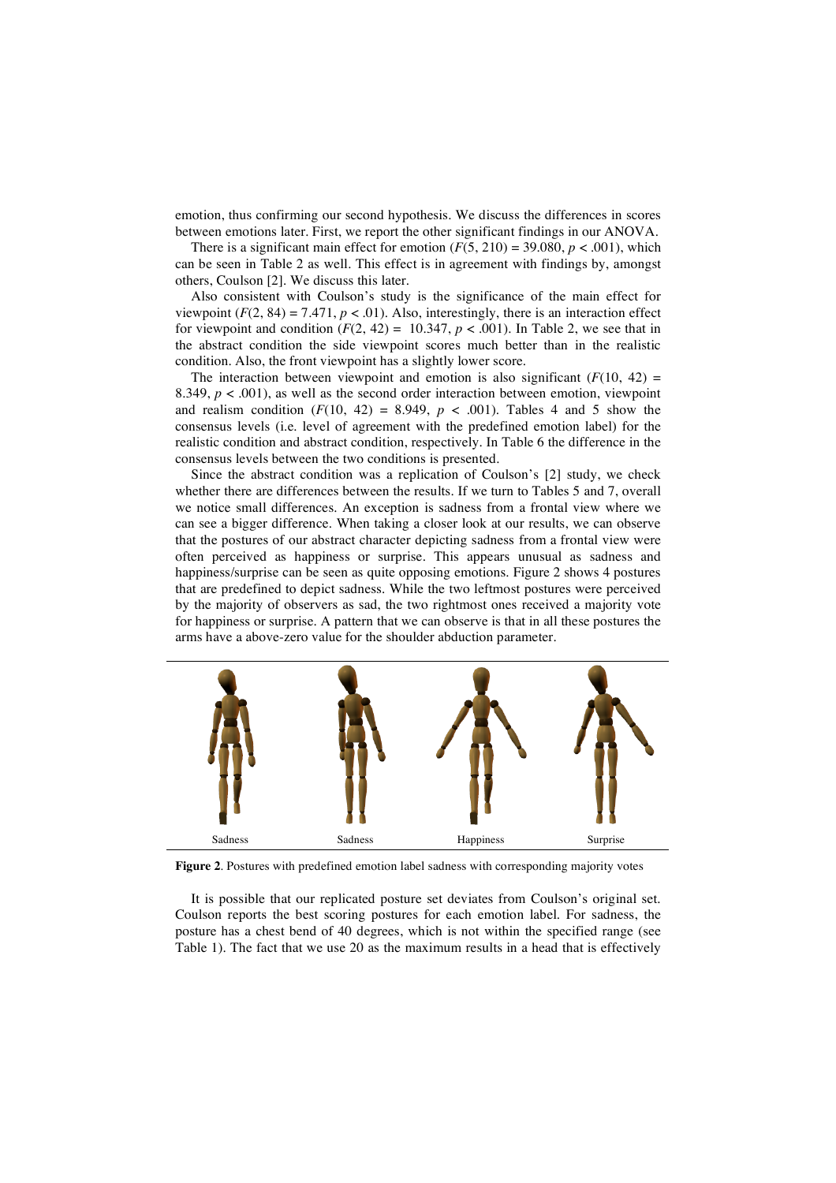emotion, thus confirming our second hypothesis. We discuss the differences in scores between emotions later. First, we report the other significant findings in our ANOVA.

There is a significant main effect for emotion ($F(5, 210) = 39.080$, $p < .001$), which can be seen in Table 2 as well. This effect is in agreement with findings by, amongst others, Coulson [2]. We discuss this later.

Also consistent with Coulson's study is the significance of the main effect for viewpoint ($F(2, 84) = 7.471$, $p < .01$). Also, interestingly, there is an interaction effect for viewpoint and condition ($F(2, 42) = 10.347$, $p < .001$). In Table 2, we see that in the abstract condition the side viewpoint scores much better than in the realistic condition. Also, the front viewpoint has a slightly lower score.

The interaction between viewpoint and emotion is also significant ($F(10, 42) = 8.349$, $p < .001$), as well as the second order interaction between emotion, viewpoint and realism condition ($F(10, 42) = 8.949$, $p < .001$). Tables 4 and 5 show the consensus levels (i.e. level of agreement with the predefined emotion label) for the realistic condition and abstract condition, respectively. In Table 6 the difference in the consensus levels between the two conditions is presented.

Since the abstract condition was a replication of Coulson's [2] study, we check whether there are differences between the results. If we turn to Tables 5 and 7, overall we notice small differences. An exception is sadness from a frontal view where we can see a bigger difference. When taking a closer look at our results, we can observe that the postures of our abstract character depicting sadness from a frontal view were often perceived as happiness or surprise. This appears unusual as sadness and happiness/surprise can be seen as quite opposing emotions. Figure 2 shows 4 postures that are predefined to depict sadness. While the two leftmost postures were perceived by the majority of observers as sad, the two rightmost ones received a majority vote for happiness or surprise. A pattern that we can observe is that in all these postures the arms have a above-zero value for the shoulder abduction parameter.

Sadness | Sadness | Happiness | Surprise

**Figure 2**. Postures with predefined emotion label sadness with corresponding majority votes

It is possible that our replicated posture set deviates from Coulson's original set. Coulson reports the best scoring postures for each emotion label. For sadness, the posture has a chest bend of 40 degrees, which is not within the specified range (see Table 1). The fact that we use 20 as the maximum results in a head that is effectively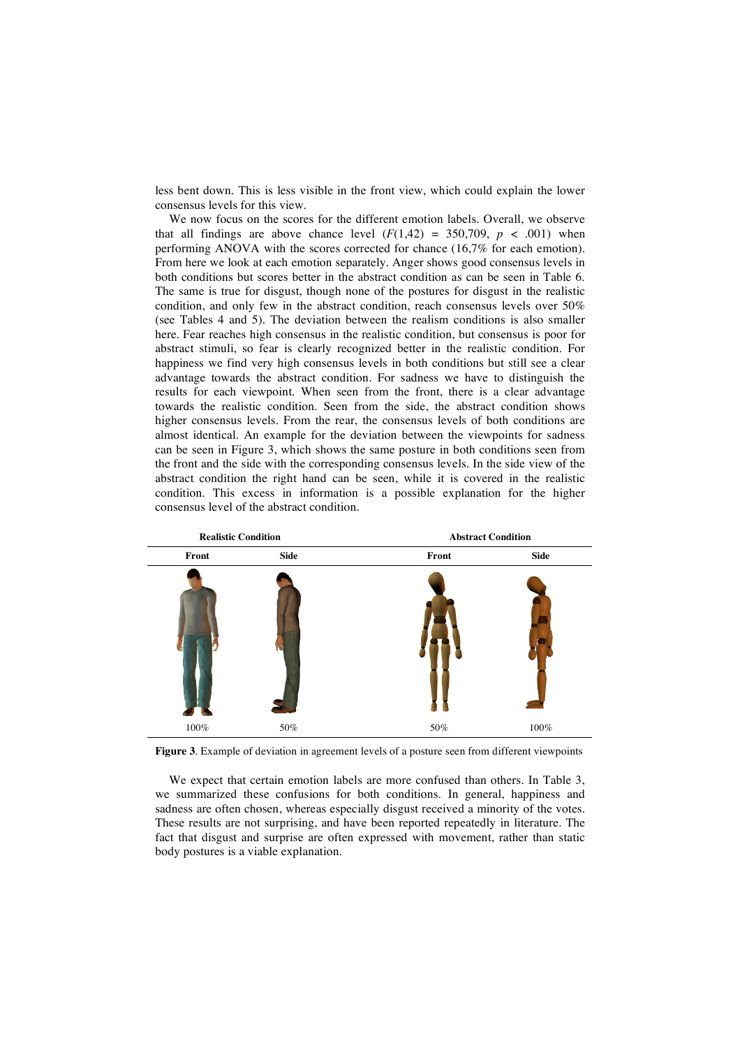less bent down. This is less visible in the front view, which could explain the lower consensus levels for this view.

We now focus on the scores for the different emotion labels. Overall, we observe that all findings are above chance level ($F(1,42) = 350{,}709$, $p < .001$) when performing ANOVA with the scores corrected for chance (16,7% for each emotion). From here we look at each emotion separately. Anger shows good consensus levels in both conditions but scores better in the abstract condition as can be seen in Table 6. The same is true for disgust, though none of the postures for disgust in the realistic condition, and only few in the abstract condition, reach consensus levels over 50% (see Tables 4 and 5). The deviation between the realism conditions is also smaller here. Fear reaches high consensus in the realistic condition, but consensus is poor for abstract stimuli, so fear is clearly recognized better in the realistic condition. For happiness we find very high consensus levels in both conditions but still see a clear advantage towards the abstract condition. For sadness we have to distinguish the results for each viewpoint. When seen from the front, there is a clear advantage towards the realistic condition. Seen from the side, the abstract condition shows higher consensus levels. From the rear, the consensus levels of both conditions are almost identical. An example for the deviation between the viewpoints for sadness can be seen in Figure 3, which shows the same posture in both conditions seen from the front and the side with the corresponding consensus levels. In the side view of the abstract condition the right hand can be seen, while it is covered in the realistic condition. This excess in information is a possible explanation for the higher consensus level of the abstract condition.

| Realistic Condition | | Abstract Condition | |
|---|---|---|---|
| Front | Side | Front | Side |
| 100% | 50% | 50% | 100% |

**Figure 3**. Example of deviation in agreement levels of a posture seen from different viewpoints

We expect that certain emotion labels are more confused than others. In Table 3, we summarized these confusions for both conditions. In general, happiness and sadness are often chosen, whereas especially disgust received a minority of the votes. These results are not surprising, and have been reported repeatedly in literature. The fact that disgust and surprise are often expressed with movement, rather than static body postures is a viable explanation.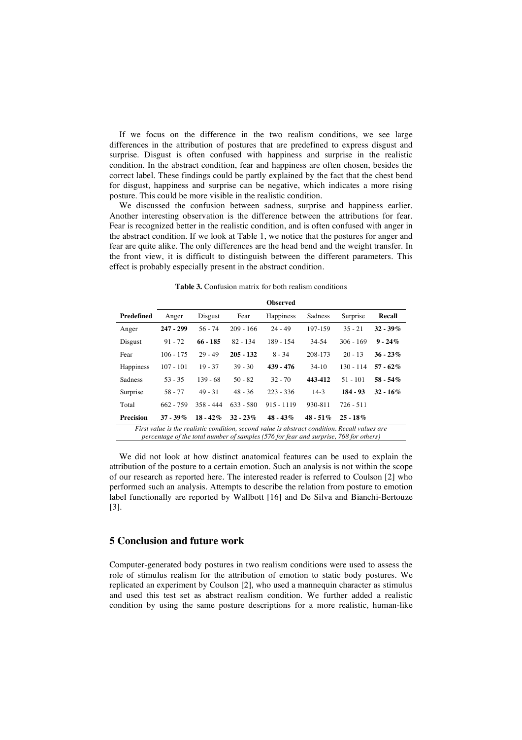If we focus on the difference in the two realism conditions, we see large differences in the attribution of postures that are predefined to express disgust and surprise. Disgust is often confused with happiness and surprise in the realistic condition. In the abstract condition, fear and happiness are often chosen, besides the correct label. These findings could be partly explained by the fact that the chest bend for disgust, happiness and surprise can be negative, which indicates a more rising posture. This could be more visible in the realistic condition.

We discussed the confusion between sadness, surprise and happiness earlier. Another interesting observation is the difference between the attributions for fear. Fear is recognized better in the realistic condition, and is often confused with anger in the abstract condition. If we look at Table 1, we notice that the postures for anger and fear are quite alike. The only differences are the head bend and the weight transfer. In the front view, it is difficult to distinguish between the different parameters. This effect is probably especially present in the abstract condition.

**Table 3.** Confusion matrix for both realism conditions

| | **Observed** | | | | | | |
|---|---|---|---|---|---|---|---|
| **Predefined** | Anger | Disgust | Fear | Happiness | Sadness | Surprise | **Recall** |
| Anger | **247 - 299** | 56 - 74 | 209 - 166 | 24 - 49 | 197-159 | 35 - 21 | **32 - 39%** |
| Disgust | 91 - 72 | **66 - 185** | 82 - 134 | 189 - 154 | 34-54 | 306 - 169 | **9 - 24%** |
| Fear | 106 - 175 | 29 - 49 | **205 - 132** | 8 - 34 | 208-173 | 20 - 13 | **36 - 23%** |
| Happiness | 107 - 101 | 19 - 37 | 39 - 30 | **439 - 476** | 34-10 | 130 - 114 | **57 - 62%** |
| Sadness | 53 - 35 | 139 - 68 | 50 - 82 | 32 - 70 | **443-412** | 51 - 101 | **58 - 54%** |
| Surprise | 58 - 77 | 49 - 31 | 48 - 36 | 223 - 336 | 14-3 | **184 - 93** | **32 - 16%** |
| Total | 662 - 759 | 358 - 444 | 633 - 580 | 915 - 1119 | 930-811 | 726 - 511 | |
| **Precision** | **37 - 39%** | **18 - 42%** | **32 - 23%** | **48 - 43%** | **48 - 51%** | **25 - 18%** | |

*First value is the realistic condition, second value is abstract condition. Recall values are percentage of the total number of samples (576 for fear and surprise, 768 for others)*

We did not look at how distinct anatomical features can be used to explain the attribution of the posture to a certain emotion. Such an analysis is not within the scope of our research as reported here. The interested reader is referred to Coulson [2] who performed such an analysis. Attempts to describe the relation from posture to emotion label functionally are reported by Wallbott [16] and De Silva and Bianchi-Bertouze [3].

## 5 Conclusion and future work

Computer-generated body postures in two realism conditions were used to assess the role of stimulus realism for the attribution of emotion to static body postures. We replicated an experiment by Coulson [2], who used a mannequin character as stimulus and used this test set as abstract realism condition. We further added a realistic condition by using the same posture descriptions for a more realistic, human-like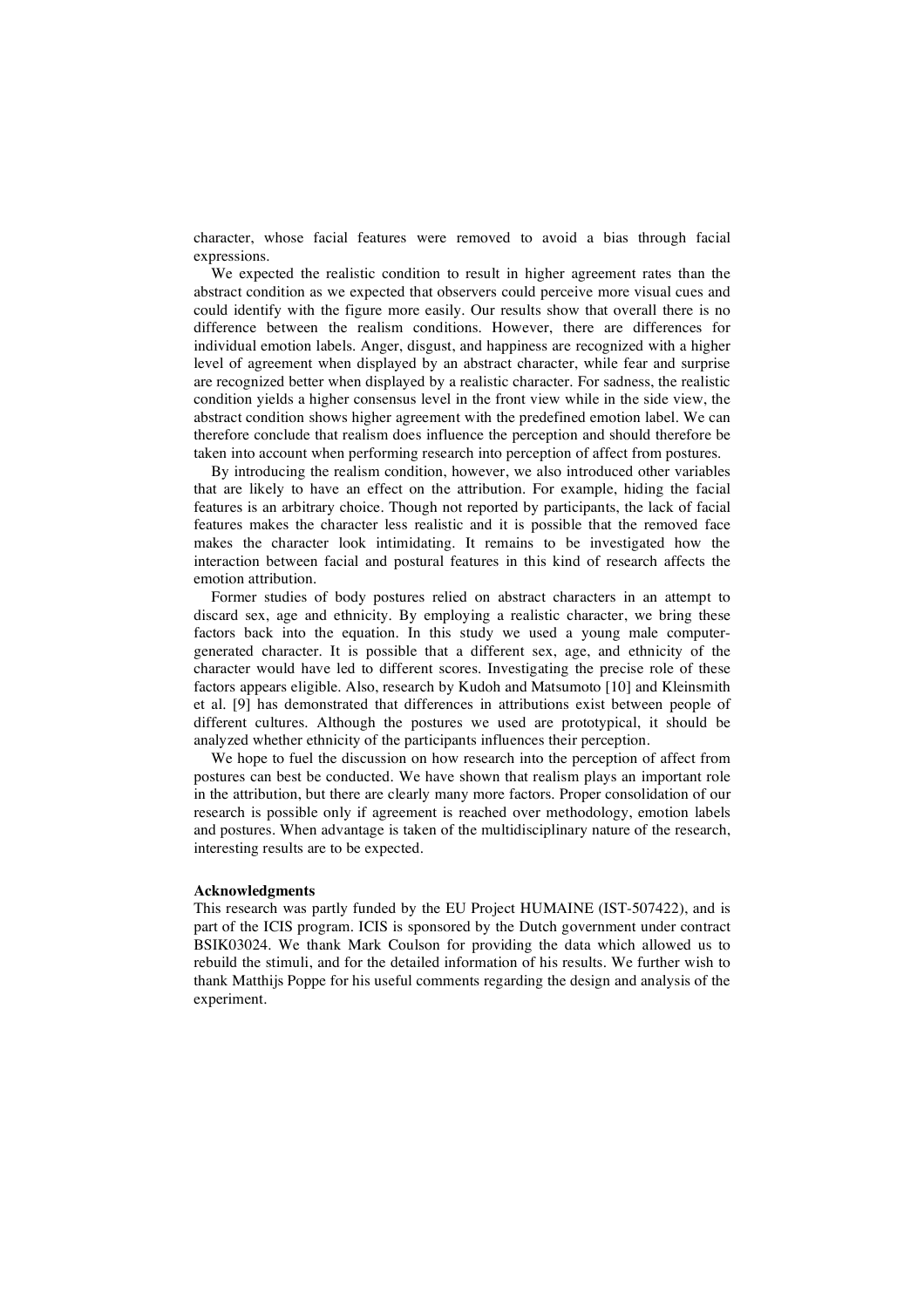character, whose facial features were removed to avoid a bias through facial expressions.

We expected the realistic condition to result in higher agreement rates than the abstract condition as we expected that observers could perceive more visual cues and could identify with the figure more easily. Our results show that overall there is no difference between the realism conditions. However, there are differences for individual emotion labels. Anger, disgust, and happiness are recognized with a higher level of agreement when displayed by an abstract character, while fear and surprise are recognized better when displayed by a realistic character. For sadness, the realistic condition yields a higher consensus level in the front view while in the side view, the abstract condition shows higher agreement with the predefined emotion label. We can therefore conclude that realism does influence the perception and should therefore be taken into account when performing research into perception of affect from postures.

By introducing the realism condition, however, we also introduced other variables that are likely to have an effect on the attribution. For example, hiding the facial features is an arbitrary choice. Though not reported by participants, the lack of facial features makes the character less realistic and it is possible that the removed face makes the character look intimidating. It remains to be investigated how the interaction between facial and postural features in this kind of research affects the emotion attribution.

Former studies of body postures relied on abstract characters in an attempt to discard sex, age and ethnicity. By employing a realistic character, we bring these factors back into the equation. In this study we used a young male computer-generated character. It is possible that a different sex, age, and ethnicity of the character would have led to different scores. Investigating the precise role of these factors appears eligible. Also, research by Kudoh and Matsumoto [10] and Kleinsmith et al. [9] has demonstrated that differences in attributions exist between people of different cultures. Although the postures we used are prototypical, it should be analyzed whether ethnicity of the participants influences their perception.

We hope to fuel the discussion on how research into the perception of affect from postures can best be conducted. We have shown that realism plays an important role in the attribution, but there are clearly many more factors. Proper consolidation of our research is possible only if agreement is reached over methodology, emotion labels and postures. When advantage is taken of the multidisciplinary nature of the research, interesting results are to be expected.

**Acknowledgments**

This research was partly funded by the EU Project HUMAINE (IST-507422), and is part of the ICIS program. ICIS is sponsored by the Dutch government under contract BSIK03024. We thank Mark Coulson for providing the data which allowed us to rebuild the stimuli, and for the detailed information of his results. We further wish to thank Matthijs Poppe for his useful comments regarding the design and analysis of the experiment.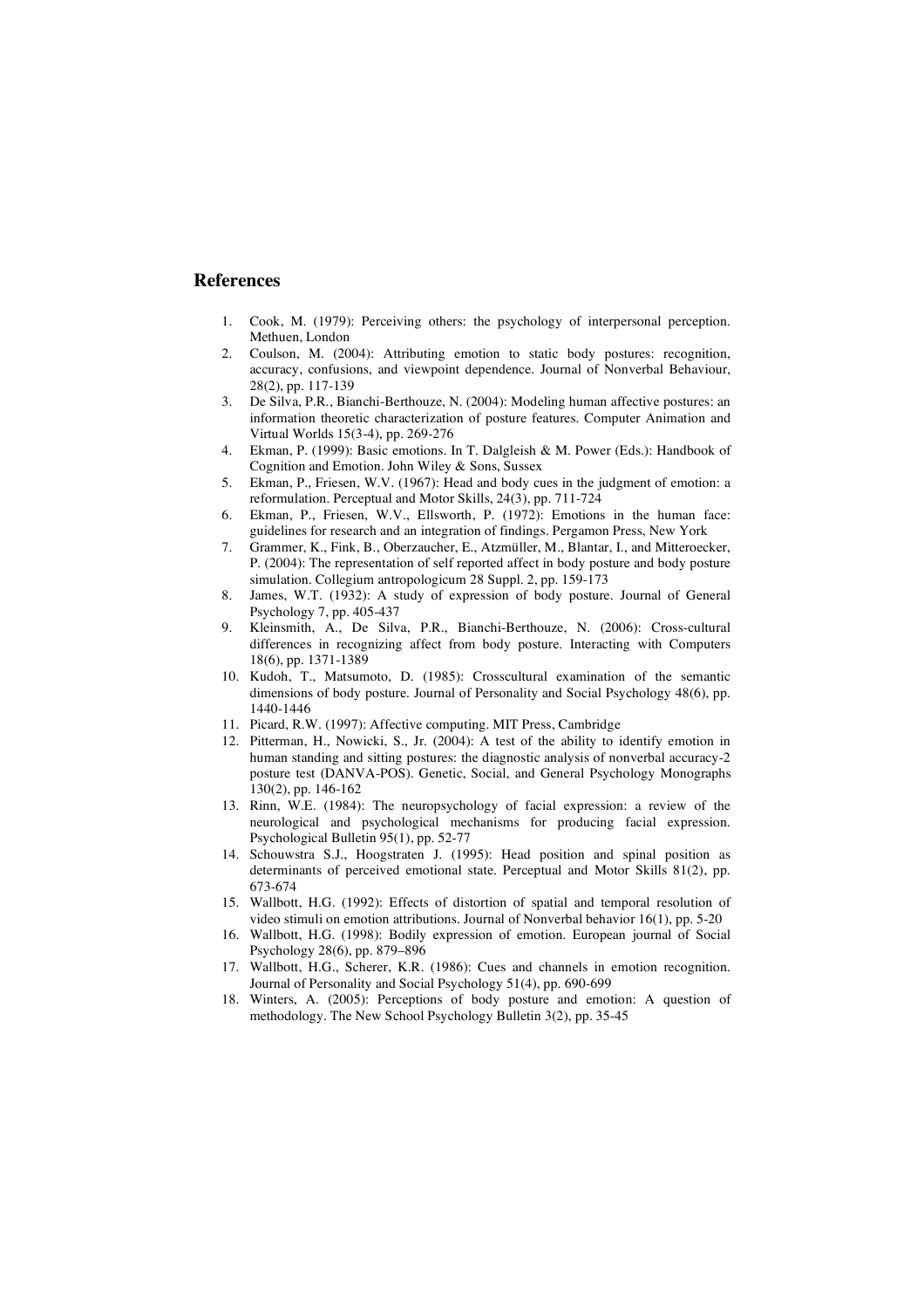## References

1. Cook, M. (1979): Perceiving others: the psychology of interpersonal perception. Methuen, London
2. Coulson, M. (2004): Attributing emotion to static body postures: recognition, accuracy, confusions, and viewpoint dependence. Journal of Nonverbal Behaviour, 28(2), pp. 117-139
3. De Silva, P.R., Bianchi-Berthouze, N. (2004): Modeling human affective postures: an information theoretic characterization of posture features. Computer Animation and Virtual Worlds 15(3-4), pp. 269-276
4. Ekman, P. (1999): Basic emotions. In T. Dalgleish & M. Power (Eds.): Handbook of Cognition and Emotion. John Wiley & Sons, Sussex
5. Ekman, P., Friesen, W.V. (1967): Head and body cues in the judgment of emotion: a reformulation. Perceptual and Motor Skills, 24(3), pp. 711-724
6. Ekman, P., Friesen, W.V., Ellsworth, P. (1972): Emotions in the human face: guidelines for research and an integration of findings. Pergamon Press, New York
7. Grammer, K., Fink, B., Oberzaucher, E., Atzmüller, M., Blantar, I., and Mitteroecker, P. (2004): The representation of self reported affect in body posture and body posture simulation. Collegium antropologicum 28 Suppl. 2, pp. 159-173
8. James, W.T. (1932): A study of expression of body posture. Journal of General Psychology 7, pp. 405-437
9. Kleinsmith, A., De Silva, P.R., Bianchi-Berthouze, N. (2006): Cross-cultural differences in recognizing affect from body posture. Interacting with Computers 18(6), pp. 1371-1389
10. Kudoh, T., Matsumoto, D. (1985): Crosscultural examination of the semantic dimensions of body posture. Journal of Personality and Social Psychology 48(6), pp. 1440-1446
11. Picard, R.W. (1997): Affective computing. MIT Press, Cambridge
12. Pitterman, H., Nowicki, S., Jr. (2004): A test of the ability to identify emotion in human standing and sitting postures: the diagnostic analysis of nonverbal accuracy-2 posture test (DANVA-POS). Genetic, Social, and General Psychology Monographs 130(2), pp. 146-162
13. Rinn, W.E. (1984): The neuropsychology of facial expression: a review of the neurological and psychological mechanisms for producing facial expression. Psychological Bulletin 95(1), pp. 52-77
14. Schouwstra S.J., Hoogstraten J. (1995): Head position and spinal position as determinants of perceived emotional state. Perceptual and Motor Skills 81(2), pp. 673-674
15. Wallbott, H.G. (1992): Effects of distortion of spatial and temporal resolution of video stimuli on emotion attributions. Journal of Nonverbal behavior 16(1), pp. 5-20
16. Wallbott, H.G. (1998): Bodily expression of emotion. European journal of Social Psychology 28(6), pp. 879–896
17. Wallbott, H.G., Scherer, K.R. (1986): Cues and channels in emotion recognition. Journal of Personality and Social Psychology 51(4), pp. 690-699
18. Winters, A. (2005): Perceptions of body posture and emotion: A question of methodology. The New School Psychology Bulletin 3(2), pp. 35-45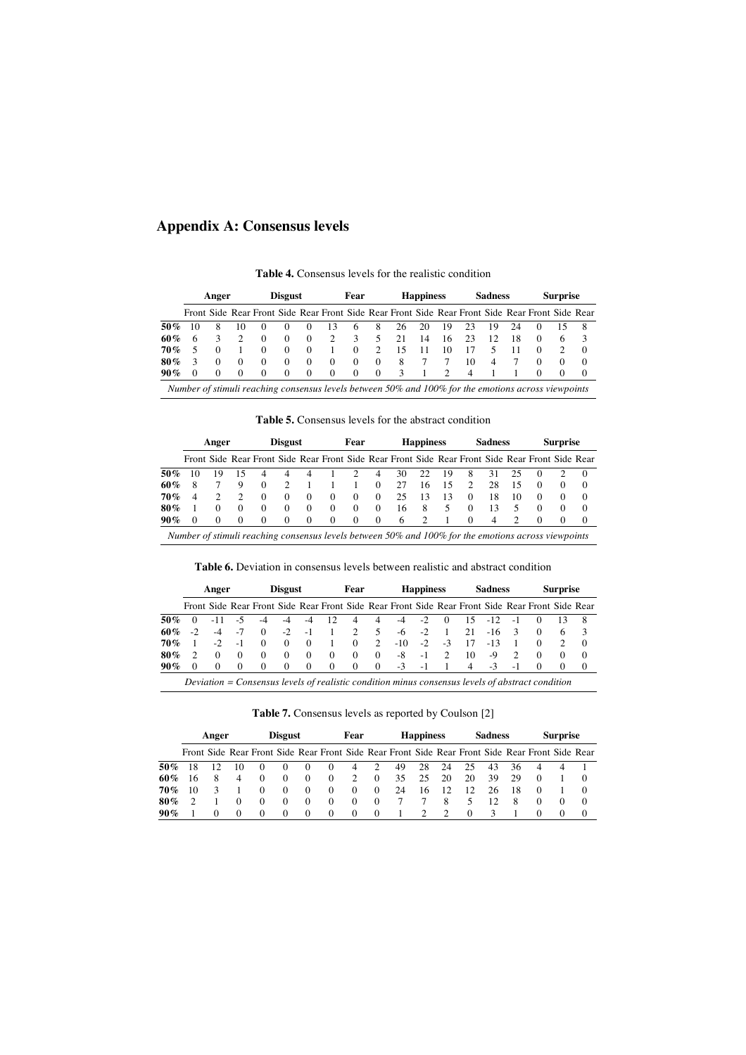## Appendix A: Consensus levels

**Table 4.** Consensus levels for the realistic condition

| | Anger | | | Disgust | | | Fear | | | Happiness | | | Sadness | | | Surprise | | |
|---|---|---|---|---|---|---|---|---|---|---|---|---|---|---|---|---|---|---|
| | Front | Side | Rear | Front | Side | Rear | Front | Side | Rear | Front | Side | Rear | Front | Side | Rear | Front | Side | Rear |
| **50%** | 10 | 8 | 10 | 0 | 0 | 0 | 13 | 6 | 8 | 26 | 20 | 19 | 23 | 19 | 24 | 0 | 15 | 8 |
| **60%** | 6 | 3 | 2 | 0 | 0 | 0 | 2 | 3 | 5 | 21 | 14 | 16 | 23 | 12 | 18 | 0 | 6 | 3 |
| **70%** | 5 | 0 | 1 | 0 | 0 | 0 | 1 | 0 | 2 | 15 | 11 | 10 | 17 | 5 | 11 | 0 | 2 | 0 |
| **80%** | 3 | 0 | 0 | 0 | 0 | 0 | 0 | 0 | 0 | 8 | 7 | 7 | 10 | 4 | 7 | 0 | 0 | 0 |
| **90%** | 0 | 0 | 0 | 0 | 0 | 0 | 0 | 0 | 0 | 3 | 1 | 2 | 4 | 1 | 1 | 0 | 0 | 0 |

*Number of stimuli reaching consensus levels between 50% and 100% for the emotions across viewpoints*

**Table 5.** Consensus levels for the abstract condition

| | Anger | | | Disgust | | | Fear | | | Happiness | | | Sadness | | | Surprise | | |
|---|---|---|---|---|---|---|---|---|---|---|---|---|---|---|---|---|---|---|
| | Front | Side | Rear | Front | Side | Rear | Front | Side | Rear | Front | Side | Rear | Front | Side | Rear | Front | Side | Rear |
| **50%** | 10 | 19 | 15 | 4 | 4 | 4 | 1 | 2 | 4 | 30 | 22 | 19 | 8 | 31 | 25 | 0 | 2 | 0 |
| **60%** | 8 | 7 | 9 | 0 | 2 | 1 | 1 | 1 | 0 | 27 | 16 | 15 | 2 | 28 | 15 | 0 | 0 | 0 |
| **70%** | 4 | 2 | 2 | 0 | 0 | 0 | 0 | 0 | 0 | 25 | 13 | 13 | 0 | 18 | 10 | 0 | 0 | 0 |
| **80%** | 1 | 0 | 0 | 0 | 0 | 0 | 0 | 0 | 0 | 16 | 8 | 5 | 0 | 13 | 5 | 0 | 0 | 0 |
| **90%** | 0 | 0 | 0 | 0 | 0 | 0 | 0 | 0 | 0 | 6 | 2 | 1 | 0 | 4 | 2 | 0 | 0 | 0 |

*Number of stimuli reaching consensus levels between 50% and 100% for the emotions across viewpoints*

**Table 6.** Deviation in consensus levels between realistic and abstract condition

| | Anger | | | Disgust | | | Fear | | | Happiness | | | Sadness | | | Surprise | | |
|---|---|---|---|---|---|---|---|---|---|---|---|---|---|---|---|---|---|---|
| | Front | Side | Rear | Front | Side | Rear | Front | Side | Rear | Front | Side | Rear | Front | Side | Rear | Front | Side | Rear |
| **50%** | 0 | -11 | -5 | -4 | -4 | -4 | 12 | 4 | 4 | -4 | -2 | 0 | 15 | -12 | -1 | 0 | 13 | 8 |
| **60%** | -2 | -4 | -7 | 0 | -2 | -1 | 1 | 2 | 5 | -6 | -2 | 1 | 21 | -16 | 3 | 0 | 6 | 3 |
| **70%** | 1 | -2 | -1 | 0 | 0 | 0 | 1 | 0 | 2 | -10 | -2 | -3 | 17 | -13 | 1 | 0 | 2 | 0 |
| **80%** | 2 | 0 | 0 | 0 | 0 | 0 | 0 | 0 | 0 | -8 | -1 | 2 | 10 | -9 | 2 | 0 | 0 | 0 |
| **90%** | 0 | 0 | 0 | 0 | 0 | 0 | 0 | 0 | 0 | -3 | -1 | 1 | 4 | -3 | -1 | 0 | 0 | 0 |

*Deviation = Consensus levels of realistic condition minus consensus levels of abstract condition*

**Table 7.** Consensus levels as reported by Coulson [2]

| | Anger | | | Disgust | | | Fear | | | Happiness | | | Sadness | | | Surprise | | |
|---|---|---|---|---|---|---|---|---|---|---|---|---|---|---|---|---|---|---|
| | Front | Side | Rear | Front | Side | Rear | Front | Side | Rear | Front | Side | Rear | Front | Side | Rear | Front | Side | Rear |
| **50%** | 18 | 12 | 10 | 0 | 0 | 0 | 0 | 4 | 2 | 49 | 28 | 24 | 25 | 43 | 36 | 4 | 4 | 1 |
| **60%** | 16 | 8 | 4 | 0 | 0 | 0 | 0 | 2 | 0 | 35 | 25 | 20 | 20 | 39 | 29 | 0 | 1 | 0 |
| **70%** | 10 | 3 | 1 | 0 | 0 | 0 | 0 | 0 | 0 | 24 | 16 | 12 | 12 | 26 | 18 | 0 | 1 | 0 |
| **80%** | 2 | 1 | 0 | 0 | 0 | 0 | 0 | 0 | 0 | 7 | 7 | 8 | 5 | 12 | 8 | 0 | 0 | 0 |
| **90%** | 1 | 0 | 0 | 0 | 0 | 0 | 0 | 0 | 0 | 1 | 2 | 2 | 0 | 3 | 1 | 0 | 0 | 0 |